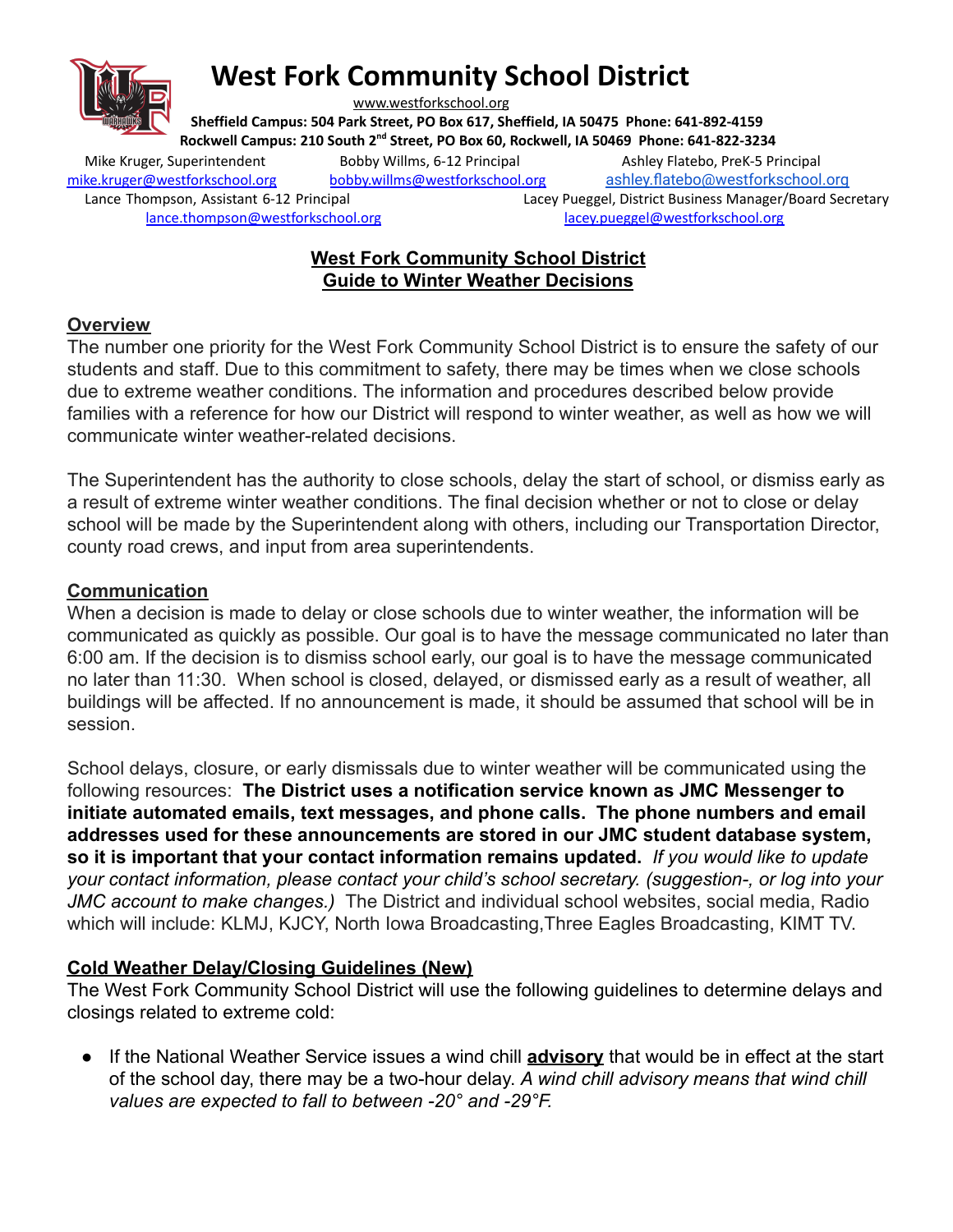# West Fork Community School District

www.westforkschool.org

**Sheffield Campus: 504 Park Street, PO Box 617, Sheffield, IA 50475 Phone: 641-892-4159**
**Rockwell Campus: 210 South 2nd Street, PO Box 60, Rockwell, IA 50469 Phone: 641-822-3234**

Mike Kruger, Superintendent
mike.kruger@westforkschool.org

Bobby Willms, 6-12 Principal
bobby.willms@westforkschool.org

Ashley Flatebo, PreK-5 Principal
ashley.flatebo@westforkschool.org

Lance Thompson, Assistant 6-12 Principal
lance.thompson@westforkschool.org

Lacey Pueggel, District Business Manager/Board Secretary
lacey.pueggel@westforkschool.org

## West Fork Community School District
## Guide to Winter Weather Decisions

### Overview

The number one priority for the West Fork Community School District is to ensure the safety of our students and staff. Due to this commitment to safety, there may be times when we close schools due to extreme weather conditions. The information and procedures described below provide families with a reference for how our District will respond to winter weather, as well as how we will communicate winter weather-related decisions.

The Superintendent has the authority to close schools, delay the start of school, or dismiss early as a result of extreme winter weather conditions. The final decision whether or not to close or delay school will be made by the Superintendent along with others, including our Transportation Director, county road crews, and input from area superintendents.

### Communication

When a decision is made to delay or close schools due to winter weather, the information will be communicated as quickly as possible. Our goal is to have the message communicated no later than 6:00 am. If the decision is to dismiss school early, our goal is to have the message communicated no later than 11:30. When school is closed, delayed, or dismissed early as a result of weather, all buildings will be affected. If no announcement is made, it should be assumed that school will be in session.

School delays, closure, or early dismissals due to winter weather will be communicated using the following resources: **The District uses a notification service known as JMC Messenger to initiate automated emails, text messages, and phone calls. The phone numbers and email addresses used for these announcements are stored in our JMC student database system, so it is important that your contact information remains updated.** *If you would like to update your contact information, please contact your child's school secretary. (suggestion-, or log into your JMC account to make changes.)* The District and individual school websites, social media, Radio which will include: KLMJ, KJCY, North Iowa Broadcasting,Three Eagles Broadcasting, KIMT TV.

### Cold Weather Delay/Closing Guidelines (New)

The West Fork Community School District will use the following guidelines to determine delays and closings related to extreme cold:

- If the National Weather Service issues a wind chill **advisory** that would be in effect at the start of the school day, there may be a two-hour delay. *A wind chill advisory means that wind chill values are expected to fall to between -20° and -29°F.*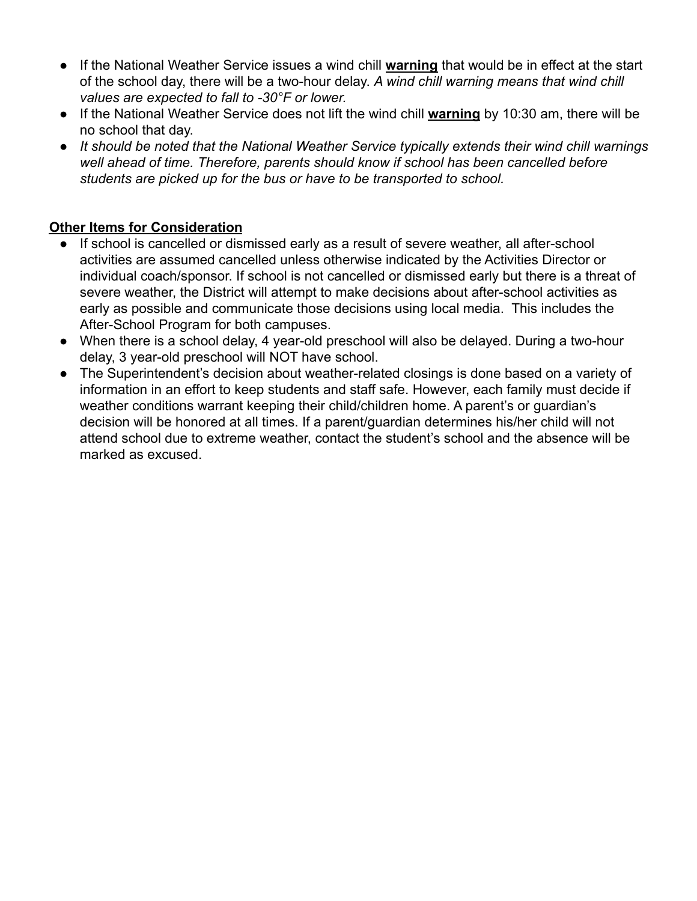- If the National Weather Service issues a wind chill **warning** that would be in effect at the start of the school day, there will be a two-hour delay. *A wind chill warning means that wind chill values are expected to fall to -30°F or lower.*
- If the National Weather Service does not lift the wind chill **warning** by 10:30 am, there will be no school that day.
- *It should be noted that the National Weather Service typically extends their wind chill warnings well ahead of time. Therefore, parents should know if school has been cancelled before students are picked up for the bus or have to be transported to school.*

**Other Items for Consideration**

- If school is cancelled or dismissed early as a result of severe weather, all after-school activities are assumed cancelled unless otherwise indicated by the Activities Director or individual coach/sponsor. If school is not cancelled or dismissed early but there is a threat of severe weather, the District will attempt to make decisions about after-school activities as early as possible and communicate those decisions using local media. This includes the After-School Program for both campuses.
- When there is a school delay, 4 year-old preschool will also be delayed. During a two-hour delay, 3 year-old preschool will NOT have school.
- The Superintendent's decision about weather-related closings is done based on a variety of information in an effort to keep students and staff safe. However, each family must decide if weather conditions warrant keeping their child/children home. A parent's or guardian's decision will be honored at all times. If a parent/guardian determines his/her child will not attend school due to extreme weather, contact the student's school and the absence will be marked as excused.